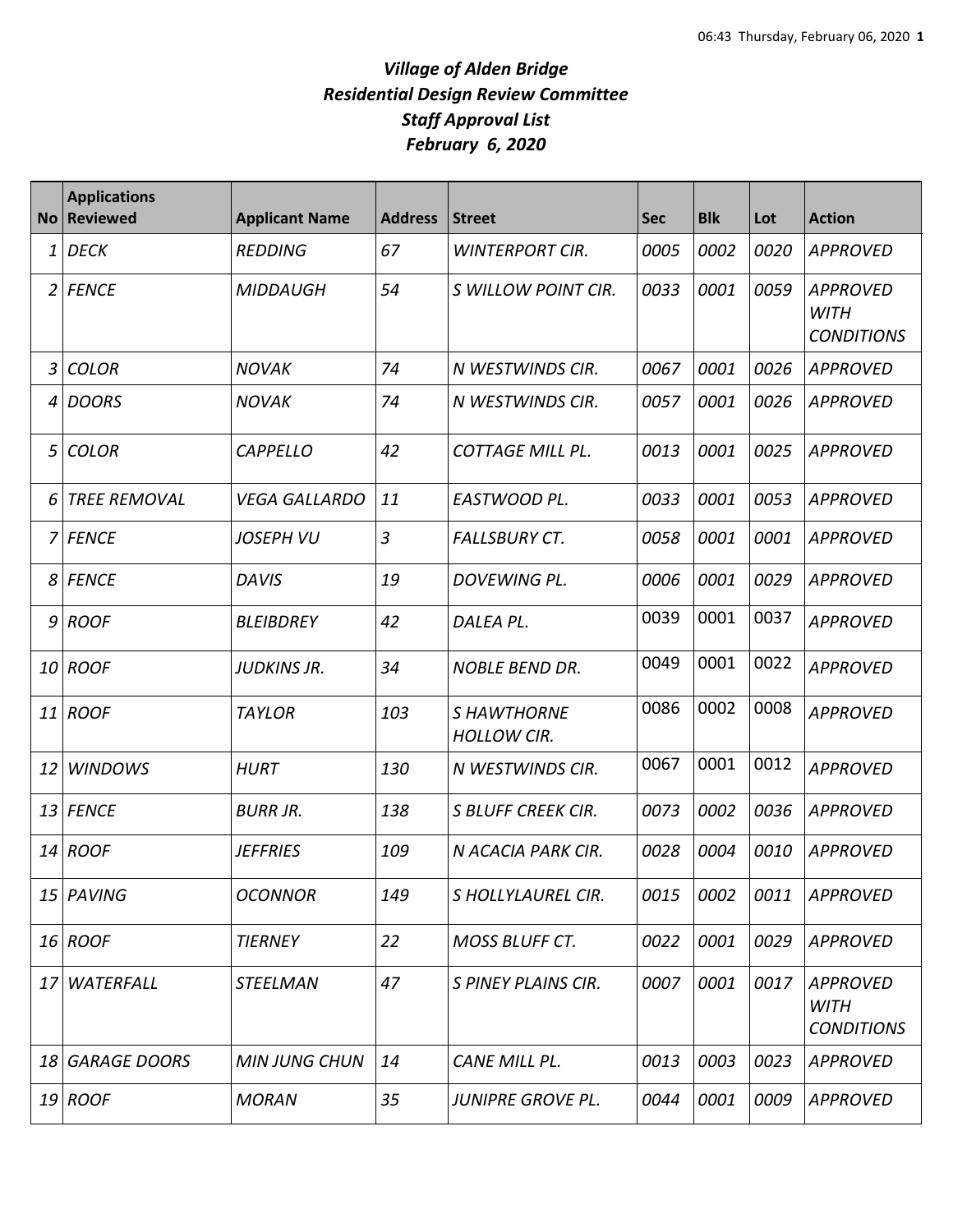# *Village of Alden Bridge*
## *Residential Design Review Committee*
## *Staff Approval List*
## *February 6, 2020*

| No | Applications Reviewed | Applicant Name | Address | Street | Sec | Blk | Lot | Action |
|---|---|---|---|---|---|---|---|---|
| *1* | *DECK* | *REDDING* | *67* | *WINTERPORT CIR.* | *0005* | *0002* | *0020* | *APPROVED* |
| *2* | *FENCE* | *MIDDAUGH* | *54* | *S WILLOW POINT CIR.* | *0033* | *0001* | *0059* | *APPROVED WITH CONDITIONS* |
| *3* | *COLOR* | *NOVAK* | *74* | *N WESTWINDS CIR.* | *0067* | *0001* | *0026* | *APPROVED* |
| *4* | *DOORS* | *NOVAK* | *74* | *N WESTWINDS CIR.* | *0057* | *0001* | *0026* | *APPROVED* |
| *5* | *COLOR* | *CAPPELLO* | *42* | *COTTAGE MILL PL.* | *0013* | *0001* | *0025* | *APPROVED* |
| *6* | *TREE REMOVAL* | *VEGA GALLARDO* | *11* | *EASTWOOD PL.* | *0033* | *0001* | *0053* | *APPROVED* |
| *7* | *FENCE* | *JOSEPH VU* | *3* | *FALLSBURY CT.* | *0058* | *0001* | *0001* | *APPROVED* |
| *8* | *FENCE* | *DAVIS* | *19* | *DOVEWING PL.* | *0006* | *0001* | *0029* | *APPROVED* |
| *9* | *ROOF* | *BLEIBDREY* | *42* | *DALEA PL.* | 0039 | 0001 | 0037 | *APPROVED* |
| *10* | *ROOF* | *JUDKINS JR.* | *34* | *NOBLE BEND DR.* | 0049 | 0001 | 0022 | *APPROVED* |
| *11* | *ROOF* | *TAYLOR* | *103* | *S HAWTHORNE HOLLOW CIR.* | 0086 | 0002 | 0008 | *APPROVED* |
| *12* | *WINDOWS* | *HURT* | *130* | *N WESTWINDS CIR.* | 0067 | 0001 | 0012 | *APPROVED* |
| *13* | *FENCE* | *BURR JR.* | *138* | *S BLUFF CREEK CIR.* | *0073* | *0002* | *0036* | *APPROVED* |
| *14* | *ROOF* | *JEFFRIES* | *109* | *N ACACIA PARK CIR.* | *0028* | *0004* | *0010* | *APPROVED* |
| *15* | *PAVING* | *OCONNOR* | *149* | *S HOLLYLAUREL CIR.* | *0015* | *0002* | *0011* | *APPROVED* |
| *16* | *ROOF* | *TIERNEY* | *22* | *MOSS BLUFF CT.* | *0022* | *0001* | *0029* | *APPROVED* |
| *17* | *WATERFALL* | *STEELMAN* | *47* | *S PINEY PLAINS CIR.* | *0007* | *0001* | *0017* | *APPROVED WITH CONDITIONS* |
| *18* | *GARAGE DOORS* | *MIN JUNG CHUN* | *14* | *CANE MILL PL.* | *0013* | *0003* | *0023* | *APPROVED* |
| *19* | *ROOF* | *MORAN* | *35* | *JUNIPRE GROVE PL.* | *0044* | *0001* | *0009* | *APPROVED* |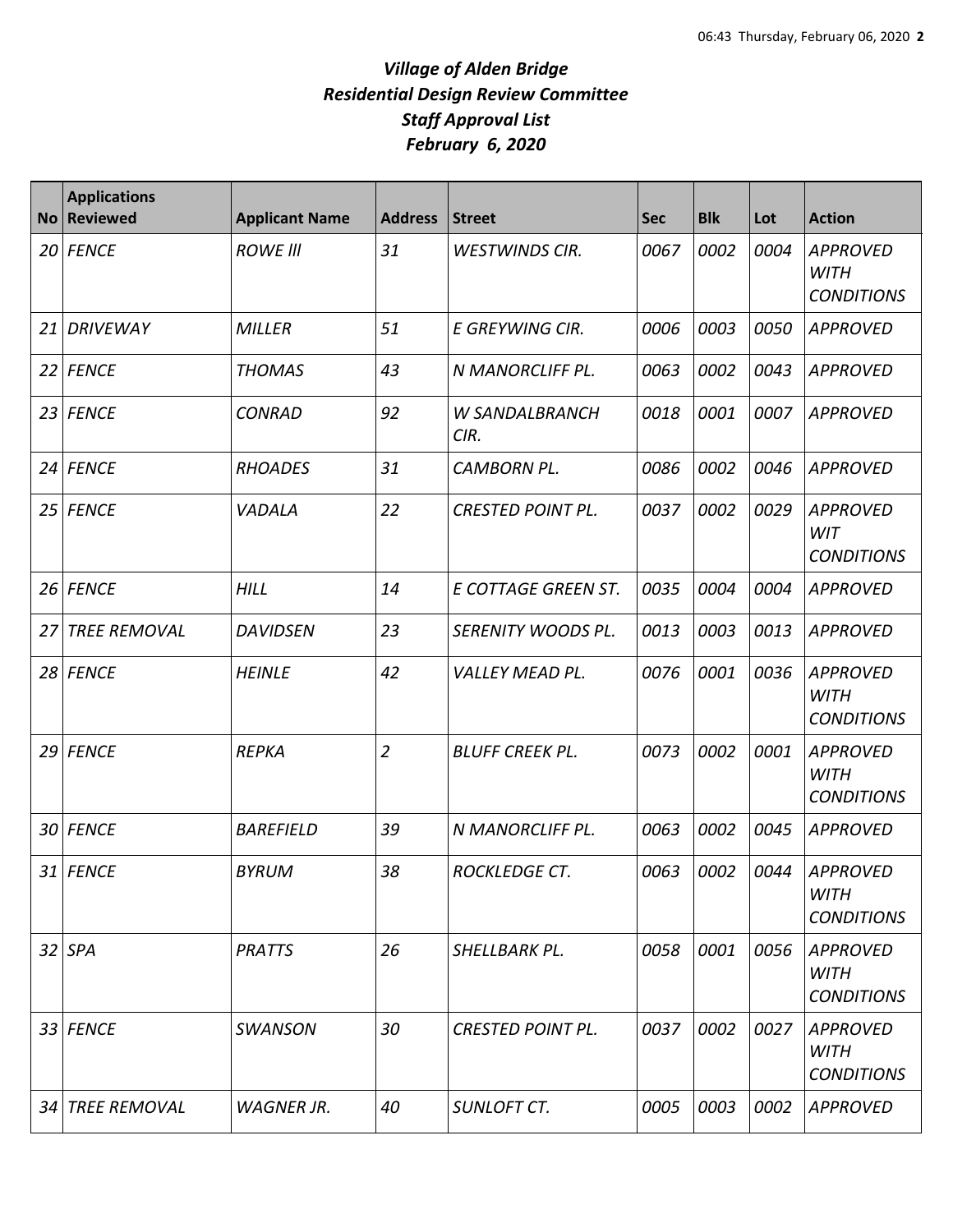# *Village of Alden Bridge*
## *Residential Design Review Committee*
## *Staff Approval List*
## *February 6, 2020*

| No | Applications Reviewed | Applicant Name | Address | Street | Sec | Blk | Lot | Action |
|---|---|---|---|---|---|---|---|---|
| *20* | *FENCE* | *ROWE lll* | *31* | *WESTWINDS CIR.* | *0067* | *0002* | *0004* | *APPROVED WITH CONDITIONS* |
| *21* | *DRIVEWAY* | *MILLER* | *51* | *E GREYWING CIR.* | *0006* | *0003* | *0050* | *APPROVED* |
| *22* | *FENCE* | *THOMAS* | *43* | *N MANORCLIFF PL.* | *0063* | *0002* | *0043* | *APPROVED* |
| *23* | *FENCE* | *CONRAD* | *92* | *W SANDALBRANCH CIR.* | *0018* | *0001* | *0007* | *APPROVED* |
| *24* | *FENCE* | *RHOADES* | *31* | *CAMBORN PL.* | *0086* | *0002* | *0046* | *APPROVED* |
| *25* | *FENCE* | *VADALA* | *22* | *CRESTED POINT PL.* | *0037* | *0002* | *0029* | *APPROVED WIT CONDITIONS* |
| *26* | *FENCE* | *HILL* | *14* | *E COTTAGE GREEN ST.* | *0035* | *0004* | *0004* | *APPROVED* |
| *27* | *TREE REMOVAL* | *DAVIDSEN* | *23* | *SERENITY WOODS PL.* | *0013* | *0003* | *0013* | *APPROVED* |
| *28* | *FENCE* | *HEINLE* | *42* | *VALLEY MEAD PL.* | *0076* | *0001* | *0036* | *APPROVED WITH CONDITIONS* |
| *29* | *FENCE* | *REPKA* | *2* | *BLUFF CREEK PL.* | *0073* | *0002* | *0001* | *APPROVED WITH CONDITIONS* |
| *30* | *FENCE* | *BAREFIELD* | *39* | *N MANORCLIFF PL.* | *0063* | *0002* | *0045* | *APPROVED* |
| *31* | *FENCE* | *BYRUM* | *38* | *ROCKLEDGE CT.* | *0063* | *0002* | *0044* | *APPROVED WITH CONDITIONS* |
| *32* | *SPA* | *PRATTS* | *26* | *SHELLBARK PL.* | *0058* | *0001* | *0056* | *APPROVED WITH CONDITIONS* |
| *33* | *FENCE* | *SWANSON* | *30* | *CRESTED POINT PL.* | *0037* | *0002* | *0027* | *APPROVED WITH CONDITIONS* |
| *34* | *TREE REMOVAL* | *WAGNER JR.* | *40* | *SUNLOFT CT.* | *0005* | *0003* | *0002* | *APPROVED* |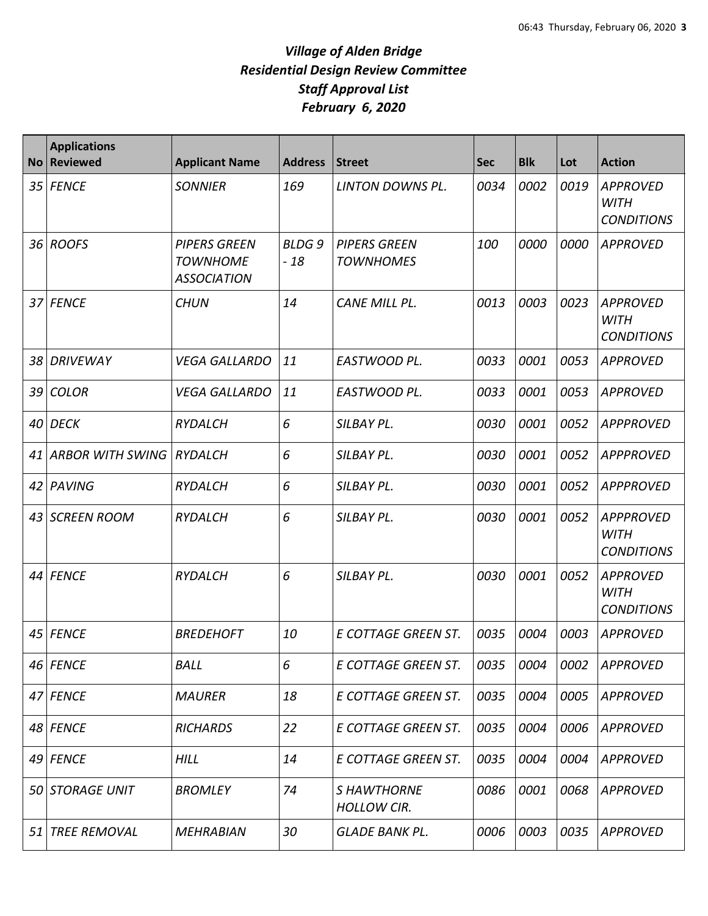# *Village of Alden Bridge*
## *Residential Design Review Committee*
## *Staff Approval List*
## *February 6, 2020*

| No | Applications Reviewed | Applicant Name | Address | Street | Sec | Blk | Lot | Action |
|---|---|---|---|---|---|---|---|---|
| *35* | *FENCE* | *SONNIER* | *169* | *LINTON DOWNS PL.* | *0034* | *0002* | *0019* | *APPROVED WITH CONDITIONS* |
| *36* | *ROOFS* | *PIPERS GREEN TOWNHOME ASSOCIATION* | *BLDG 9 - 18* | *PIPERS GREEN TOWNHOMES* | *100* | *0000* | *0000* | *APPROVED* |
| *37* | *FENCE* | *CHUN* | *14* | *CANE MILL PL.* | *0013* | *0003* | *0023* | *APPROVED WITH CONDITIONS* |
| *38* | *DRIVEWAY* | *VEGA GALLARDO* | *11* | *EASTWOOD PL.* | *0033* | *0001* | *0053* | *APPROVED* |
| *39* | *COLOR* | *VEGA GALLARDO* | *11* | *EASTWOOD PL.* | *0033* | *0001* | *0053* | *APPROVED* |
| *40* | *DECK* | *RYDALCH* | *6* | *SILBAY PL.* | *0030* | *0001* | *0052* | *APPPROVED* |
| *41* | *ARBOR WITH SWING* | *RYDALCH* | *6* | *SILBAY PL.* | *0030* | *0001* | *0052* | *APPPROVED* |
| *42* | *PAVING* | *RYDALCH* | *6* | *SILBAY PL.* | *0030* | *0001* | *0052* | *APPPROVED* |
| *43* | *SCREEN ROOM* | *RYDALCH* | *6* | *SILBAY PL.* | *0030* | *0001* | *0052* | *APPPROVED WITH CONDITIONS* |
| *44* | *FENCE* | *RYDALCH* | *6* | *SILBAY PL.* | *0030* | *0001* | *0052* | *APPROVED WITH CONDITIONS* |
| *45* | *FENCE* | *BREDEHOFT* | *10* | *E COTTAGE GREEN ST.* | *0035* | *0004* | *0003* | *APPROVED* |
| *46* | *FENCE* | *BALL* | *6* | *E COTTAGE GREEN ST.* | *0035* | *0004* | *0002* | *APPROVED* |
| *47* | *FENCE* | *MAURER* | *18* | *E COTTAGE GREEN ST.* | *0035* | *0004* | *0005* | *APPROVED* |
| *48* | *FENCE* | *RICHARDS* | *22* | *E COTTAGE GREEN ST.* | *0035* | *0004* | *0006* | *APPROVED* |
| *49* | *FENCE* | *HILL* | *14* | *E COTTAGE GREEN ST.* | *0035* | *0004* | *0004* | *APPROVED* |
| *50* | *STORAGE UNIT* | *BROMLEY* | *74* | *S HAWTHORNE HOLLOW CIR.* | *0086* | *0001* | *0068* | *APPROVED* |
| *51* | *TREE REMOVAL* | *MEHRABIAN* | *30* | *GLADE BANK PL.* | *0006* | *0003* | *0035* | *APPROVED* |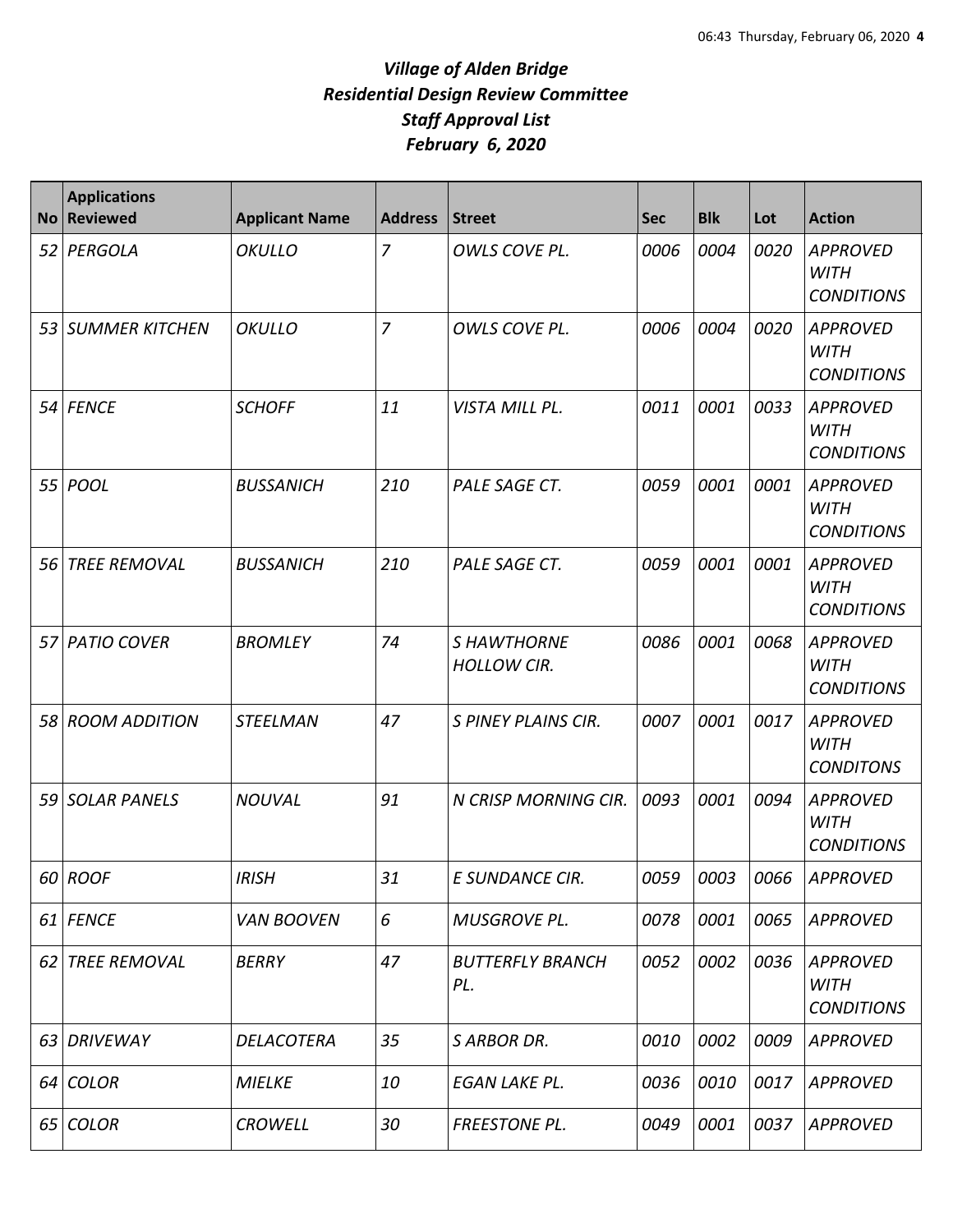# *Village of Alden Bridge*
## *Residential Design Review Committee*
## *Staff Approval List*
## *February 6, 2020*

| No | Applications Reviewed | Applicant Name | Address | Street | Sec | Blk | Lot | Action |
|---|---|---|---|---|---|---|---|---|
| *52* | *PERGOLA* | *OKULLO* | *7* | *OWLS COVE PL.* | *0006* | *0004* | *0020* | *APPROVED WITH CONDITIONS* |
| *53* | *SUMMER KITCHEN* | *OKULLO* | *7* | *OWLS COVE PL.* | *0006* | *0004* | *0020* | *APPROVED WITH CONDITIONS* |
| *54* | *FENCE* | *SCHOFF* | *11* | *VISTA MILL PL.* | *0011* | *0001* | *0033* | *APPROVED WITH CONDITIONS* |
| *55* | *POOL* | *BUSSANICH* | *210* | *PALE SAGE CT.* | *0059* | *0001* | *0001* | *APPROVED WITH CONDITIONS* |
| *56* | *TREE REMOVAL* | *BUSSANICH* | *210* | *PALE SAGE CT.* | *0059* | *0001* | *0001* | *APPROVED WITH CONDITIONS* |
| *57* | *PATIO COVER* | *BROMLEY* | *74* | *S HAWTHORNE HOLLOW CIR.* | *0086* | *0001* | *0068* | *APPROVED WITH CONDITIONS* |
| *58* | *ROOM ADDITION* | *STEELMAN* | *47* | *S PINEY PLAINS CIR.* | *0007* | *0001* | *0017* | *APPROVED WITH CONDITONS* |
| *59* | *SOLAR PANELS* | *NOUVAL* | *91* | *N CRISP MORNING CIR.* | *0093* | *0001* | *0094* | *APPROVED WITH CONDITIONS* |
| *60* | *ROOF* | *IRISH* | *31* | *E SUNDANCE CIR.* | *0059* | *0003* | *0066* | *APPROVED* |
| *61* | *FENCE* | *VAN BOOVEN* | *6* | *MUSGROVE PL.* | *0078* | *0001* | *0065* | *APPROVED* |
| *62* | *TREE REMOVAL* | *BERRY* | *47* | *BUTTERFLY BRANCH PL.* | *0052* | *0002* | *0036* | *APPROVED WITH CONDITIONS* |
| *63* | *DRIVEWAY* | *DELACOTERA* | *35* | *S ARBOR DR.* | *0010* | *0002* | *0009* | *APPROVED* |
| *64* | *COLOR* | *MIELKE* | *10* | *EGAN LAKE PL.* | *0036* | *0010* | *0017* | *APPROVED* |
| *65* | *COLOR* | *CROWELL* | *30* | *FREESTONE PL.* | *0049* | *0001* | *0037* | *APPROVED* |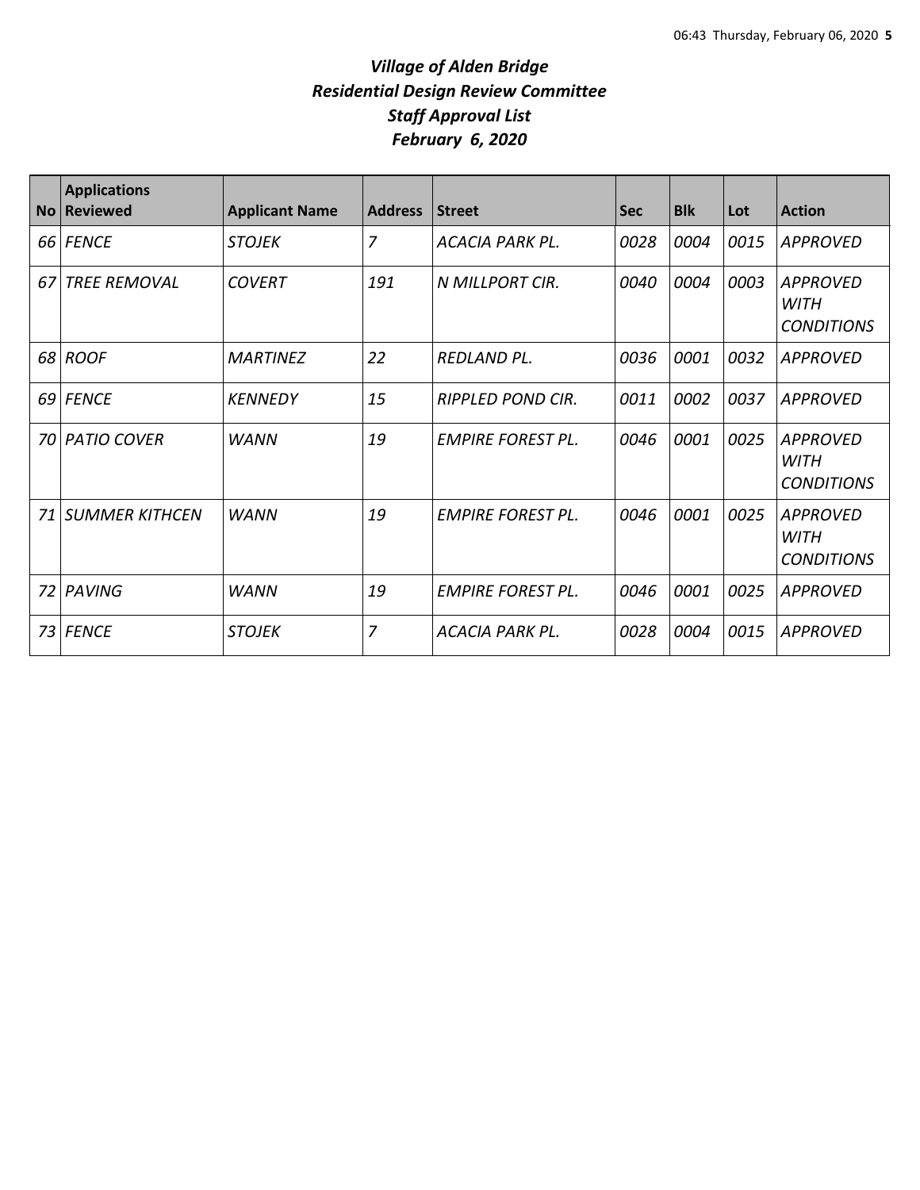# *Village of Alden Bridge*
# *Residential Design Review Committee*
# *Staff Approval List*
# *February 6, 2020*

| No | Applications Reviewed | Applicant Name | Address | Street | Sec | Blk | Lot | Action |
|---|---|---|---|---|---|---|---|---|
| *66* | *FENCE* | *STOJEK* | *7* | *ACACIA PARK PL.* | *0028* | *0004* | *0015* | *APPROVED* |
| *67* | *TREE REMOVAL* | *COVERT* | *191* | *N MILLPORT CIR.* | *0040* | *0004* | *0003* | *APPROVED WITH CONDITIONS* |
| *68* | *ROOF* | *MARTINEZ* | *22* | *REDLAND PL.* | *0036* | *0001* | *0032* | *APPROVED* |
| *69* | *FENCE* | *KENNEDY* | *15* | *RIPPLED POND CIR.* | *0011* | *0002* | *0037* | *APPROVED* |
| *70* | *PATIO COVER* | *WANN* | *19* | *EMPIRE FOREST PL.* | *0046* | *0001* | *0025* | *APPROVED WITH CONDITIONS* |
| *71* | *SUMMER KITHCEN* | *WANN* | *19* | *EMPIRE FOREST PL.* | *0046* | *0001* | *0025* | *APPROVED WITH CONDITIONS* |
| *72* | *PAVING* | *WANN* | *19* | *EMPIRE FOREST PL.* | *0046* | *0001* | *0025* | *APPROVED* |
| *73* | *FENCE* | *STOJEK* | *7* | *ACACIA PARK PL.* | *0028* | *0004* | *0015* | *APPROVED* |